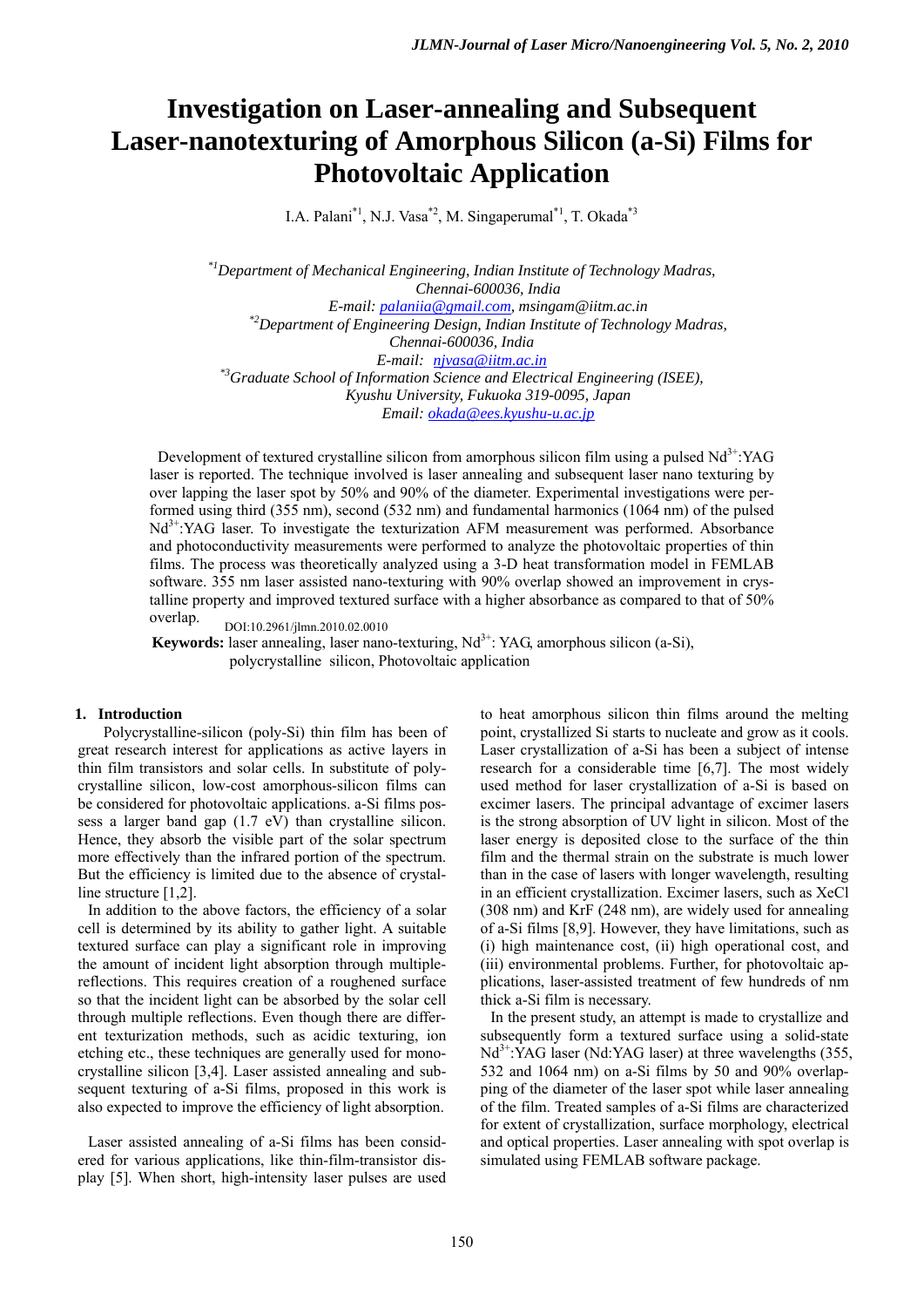# Investigation on Laser-annealing and Subsequent Laser-nanotexturing of Amorphous Silicon (a-Si) Films for Photovoltaic Application

I.A. Palani[*1], N.J. Vasa[*2], M. Singaperumal[*1], T. Okada[*3]

[*1] *Department of Mechanical Engineering, Indian Institute of Technology Madras, Chennai-600036, India*
*E-mail: palaniia@gmail.com, msingam@iitm.ac.in*

[*2] *Department of Engineering Design, Indian Institute of Technology Madras, Chennai-600036, India*
*E-mail: njvasa@iitm.ac.in*

[*3] *Graduate School of Information Science and Electrical Engineering (ISEE), Kyushu University, Fukuoka 319-0095, Japan*
*Email: okada@ees.kyushu-u.ac.jp*

Development of textured crystalline silicon from amorphous silicon film using a pulsed $Nd^{3+}$:YAG laser is reported. The technique involved is laser annealing and subsequent laser nano texturing by over lapping the laser spot by 50% and 90% of the diameter. Experimental investigations were performed using third (355 nm), second (532 nm) and fundamental harmonics (1064 nm) of the pulsed $Nd^{3+}$:YAG laser. To investigate the texturization AFM measurement was performed. Absorbance and photoconductivity measurements were performed to analyze the photovoltaic properties of thin films. The process was theoretically analyzed using a 3-D heat transformation model in FEMLAB software. 355 nm laser assisted nano-texturing with 90% overlap showed an improvement in crystalline property and improved textured surface with a higher absorbance as compared to that of 50% overlap.

DOI:10.2961/jlmn.2010.02.0010

**Keywords:** laser annealing, laser nano-texturing, $Nd^{3+}$: YAG, amorphous silicon (a-Si), polycrystalline silicon, Photovoltaic application

## 1. Introduction

Polycrystalline-silicon (poly-Si) thin film has been of great research interest for applications as active layers in thin film transistors and solar cells. In substitute of polycrystalline silicon, low-cost amorphous-silicon films can be considered for photovoltaic applications. a-Si films possess a larger band gap (1.7 eV) than crystalline silicon. Hence, they absorb the visible part of the solar spectrum more effectively than the infrared portion of the spectrum. But the efficiency is limited due to the absence of crystalline structure [1,2].

In addition to the above factors, the efficiency of a solar cell is determined by its ability to gather light. A suitable textured surface can play a significant role in improving the amount of incident light absorption through multiple-reflections. This requires creation of a roughened surface so that the incident light can be absorbed by the solar cell through multiple reflections. Even though there are different texturization methods, such as acidic texturing, ion etching etc., these techniques are generally used for mono-crystalline silicon [3,4]. Laser assisted annealing and subsequent texturing of a-Si films, proposed in this work is also expected to improve the efficiency of light absorption.

Laser assisted annealing of a-Si films has been considered for various applications, like thin-film-transistor display [5]. When short, high-intensity laser pulses are used to heat amorphous silicon thin films around the melting point, crystallized Si starts to nucleate and grow as it cools. Laser crystallization of a-Si has been a subject of intense research for a considerable time [6,7]. The most widely used method for laser crystallization of a-Si is based on excimer lasers. The principal advantage of excimer lasers is the strong absorption of UV light in silicon. Most of the laser energy is deposited close to the surface of the thin film and the thermal strain on the substrate is much lower than in the case of lasers with longer wavelength, resulting in an efficient crystallization. Excimer lasers, such as XeCl (308 nm) and KrF (248 nm), are widely used for annealing of a-Si films [8,9]. However, they have limitations, such as (i) high maintenance cost, (ii) high operational cost, and (iii) environmental problems. Further, for photovoltaic applications, laser-assisted treatment of few hundreds of nm thick a-Si film is necessary.

In the present study, an attempt is made to crystallize and subsequently form a textured surface using a solid-state $Nd^{3+}$:YAG laser (Nd:YAG laser) at three wavelengths (355, 532 and 1064 nm) on a-Si films by 50 and 90% overlapping of the diameter of the laser spot while laser annealing of the film. Treated samples of a-Si films are characterized for extent of crystallization, surface morphology, electrical and optical properties. Laser annealing with spot overlap is simulated using FEMLAB software package.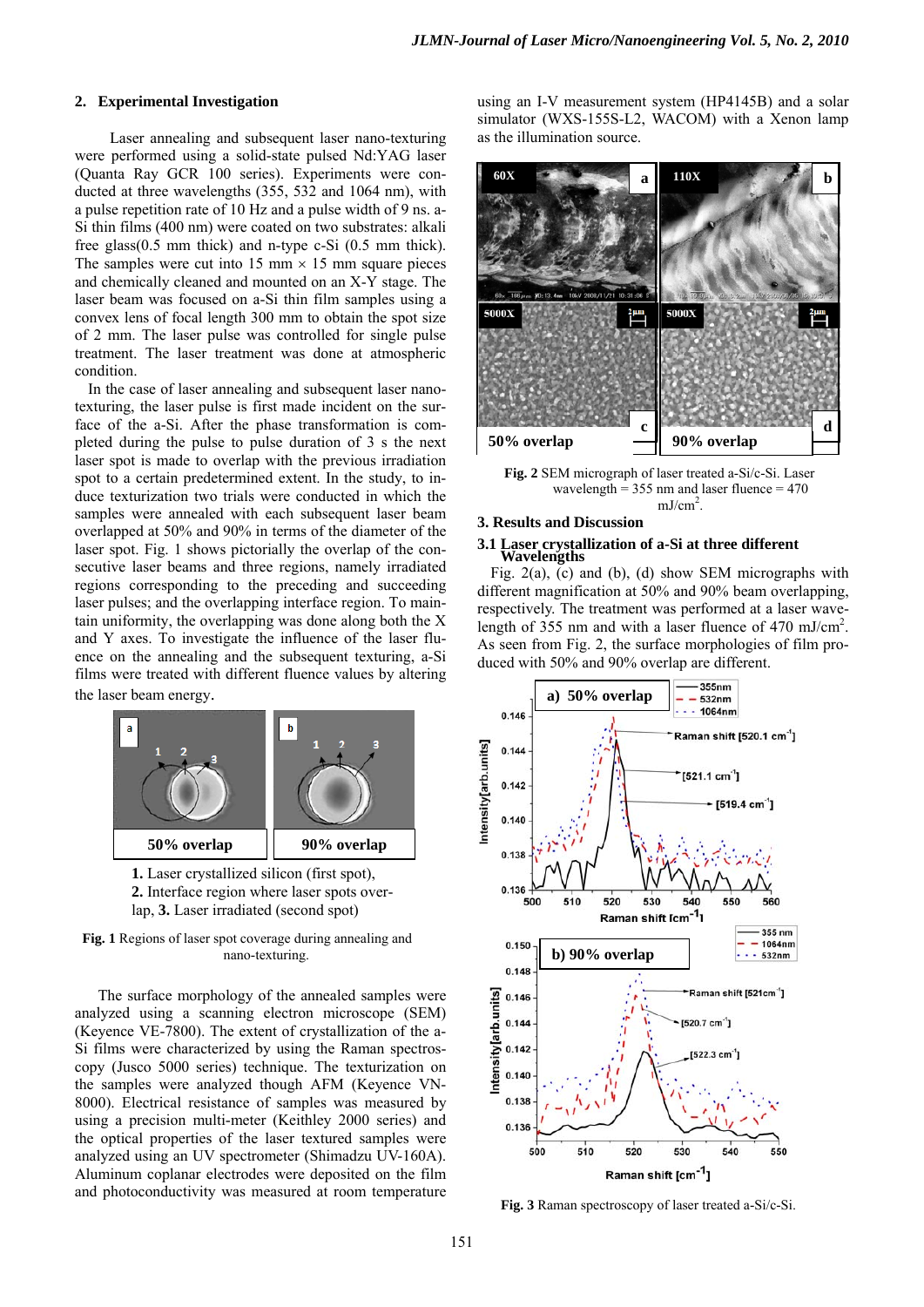## 2. Experimental Investigation

Laser annealing and subsequent laser nano-texturing were performed using a solid-state pulsed Nd:YAG laser (Quanta Ray GCR 100 series). Experiments were conducted at three wavelengths (355, 532 and 1064 nm), with a pulse repetition rate of 10 Hz and a pulse width of 9 ns. a-Si thin films (400 nm) were coated on two substrates: alkali free glass(0.5 mm thick) and n-type c-Si (0.5 mm thick). The samples were cut into 15 mm × 15 mm square pieces and chemically cleaned and mounted on an X-Y stage. The laser beam was focused on a-Si thin film samples using a convex lens of focal length 300 mm to obtain the spot size of 2 mm. The laser pulse was controlled for single pulse treatment. The laser treatment was done at atmospheric condition.

In the case of laser annealing and subsequent laser nano-texturing, the laser pulse is first made incident on the surface of the a-Si. After the phase transformation is completed during the pulse to pulse duration of 3 s the next laser spot is made to overlap with the previous irradiation spot to a certain predetermined extent. In the study, to induce texturization two trials were conducted in which the samples were annealed with each subsequent laser beam overlapped at 50% and 90% in terms of the diameter of the laser spot. Fig. 1 shows pictorially the overlap of the consecutive laser beams and three regions, namely irradiated regions corresponding to the preceding and succeeding laser pulses; and the overlapping interface region. To maintain uniformity, the overlapping was done along both the X and Y axes. To investigate the influence of the laser fluence on the annealing and the subsequent texturing, a-Si films were treated with different fluence values by altering the laser beam energy.

**1.** Laser crystallized silicon (first spot), **2.** Interface region where laser spots overlap, **3.** Laser irradiated (second spot)

**Fig. 1** Regions of laser spot coverage during annealing and nano-texturing.

The surface morphology of the annealed samples were analyzed using a scanning electron microscope (SEM) (Keyence VE-7800). The extent of crystallization of the a-Si films were characterized by using the Raman spectroscopy (Jusco 5000 series) technique. The texturization on the samples were analyzed though AFM (Keyence VN-8000). Electrical resistance of samples was measured by using a precision multi-meter (Keithley 2000 series) and the optical properties of the laser textured samples were analyzed using an UV spectrometer (Shimadzu UV-160A). Aluminum coplanar electrodes were deposited on the film and photoconductivity was measured at room temperature using an I-V measurement system (HP4145B) and a solar simulator (WXS-155S-L2, WACOM) with a Xenon lamp as the illumination source.

**Fig. 2** SEM micrograph of laser treated a-Si/c-Si. Laser wavelength = 355 nm and laser fluence = 470 mJ/cm$^2$.

## 3. Results and Discussion

### 3.1 Laser crystallization of a-Si at three different Wavelengths

Fig. 2(a), (c) and (b), (d) show SEM micrographs with different magnification at 50% and 90% beam overlapping, respectively. The treatment was performed at a laser wavelength of 355 nm and with a laser fluence of 470 mJ/cm$^2$. As seen from Fig. 2, the surface morphologies of film produced with 50% and 90% overlap are different.

**Fig. 3** Raman spectroscopy of laser treated a-Si/c-Si.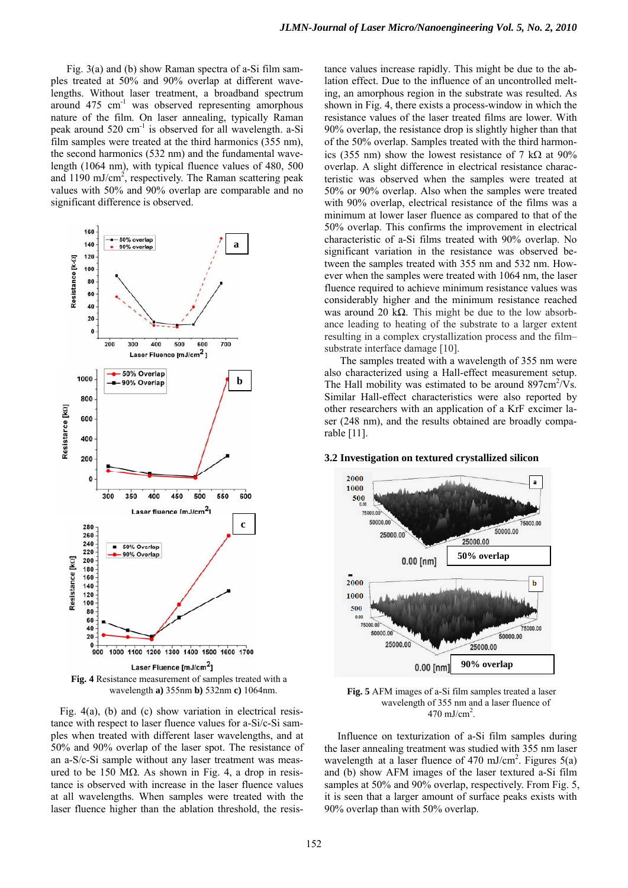Fig. 3(a) and (b) show Raman spectra of a-Si film samples treated at 50% and 90% overlap at different wavelengths. Without laser treatment, a broadband spectrum around 475 $cm^{-1}$ was observed representing amorphous nature of the film. On laser annealing, typically Raman peak around 520 $cm^{-1}$ is observed for all wavelength. a-Si film samples were treated at the third harmonics (355 nm), the second harmonics (532 nm) and the fundamental wavelength (1064 nm), with typical fluence values of 480, 500 and 1190 mJ/$cm^2$, respectively. The Raman scattering peak values with 50% and 90% overlap are comparable and no significant difference is observed.

**Fig. 4** Resistance measurement of samples treated with a wavelength **a)** 355nm **b)** 532nm **c)** 1064nm.

Fig. 4(a), (b) and (c) show variation in electrical resistance with respect to laser fluence values for a-Si/c-Si samples when treated with different laser wavelengths, and at 50% and 90% overlap of the laser spot. The resistance of an a-S/c-Si sample without any laser treatment was measured to be 150 MΩ. As shown in Fig. 4, a drop in resistance is observed with increase in the laser fluence values at all wavelengths. When samples were treated with the laser fluence higher than the ablation threshold, the resistance values increase rapidly. This might be due to the ablation effect. Due to the influence of an uncontrolled melting, an amorphous region in the substrate was resulted. As shown in Fig. 4, there exists a process-window in which the resistance values of the laser treated films are lower. With 90% overlap, the resistance drop is slightly higher than that of the 50% overlap. Samples treated with the third harmonics (355 nm) show the lowest resistance of 7 kΩ at 90% overlap. A slight difference in electrical resistance characteristic was observed when the samples were treated at 50% or 90% overlap. Also when the samples were treated with 90% overlap, electrical resistance of the films was a minimum at lower laser fluence as compared to that of the 50% overlap. This confirms the improvement in electrical characteristic of a-Si films treated with 90% overlap. No significant variation in the resistance was observed between the samples treated with 355 nm and 532 nm. However when the samples were treated with 1064 nm, the laser fluence required to achieve minimum resistance values was considerably higher and the minimum resistance reached was around 20 kΩ. This might be due to the low absorbance leading to heating of the substrate to a larger extent resulting in a complex crystallization process and the film–substrate interface damage [10].

The samples treated with a wavelength of 355 nm were also characterized using a Hall-effect measurement setup. The Hall mobility was estimated to be around 897$cm^2$/Vs. Similar Hall-effect characteristics were also reported by other researchers with an application of a KrF excimer laser (248 nm), and the results obtained are broadly comparable [11].

### 3.2 Investigation on textured crystallized silicon

**Fig. 5** AFM images of a-Si film samples treated a laser wavelength of 355 nm and a laser fluence of 470 mJ/$cm^2$.

Influence on texturization of a-Si film samples during the laser annealing treatment was studied with 355 nm laser wavelength at a laser fluence of 470 mJ/$cm^2$. Figures 5(a) and (b) show AFM images of the laser textured a-Si film samples at 50% and 90% overlap, respectively. From Fig. 5, it is seen that a larger amount of surface peaks exists with 90% overlap than with 50% overlap.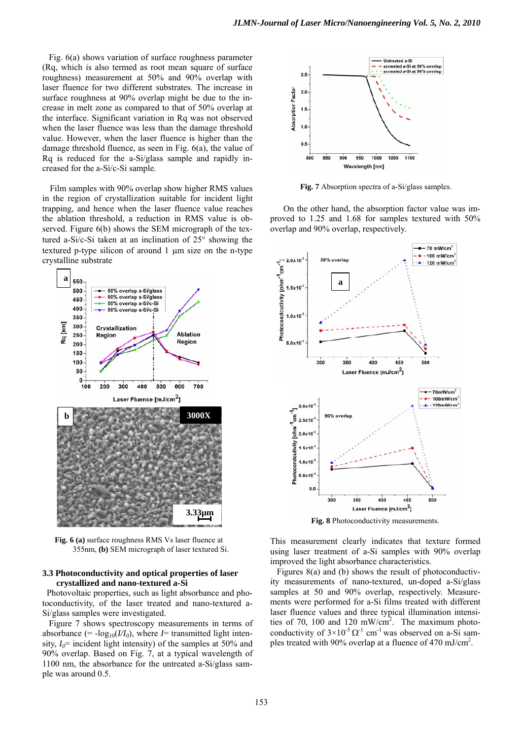Fig. 6(a) shows variation of surface roughness parameter (Rq, which is also termed as root mean square of surface roughness) measurement at 50% and 90% overlap with laser fluence for two different substrates. The increase in surface roughness at 90% overlap might be due to the increase in melt zone as compared to that of 50% overlap at the interface. Significant variation in Rq was not observed when the laser fluence was less than the damage threshold value. However, when the laser fluence is higher than the damage threshold fluence, as seen in Fig. 6(a), the value of Rq is reduced for the a-Si/glass sample and rapidly increased for the a-Si/c-Si sample.

Film samples with 90% overlap show higher RMS values in the region of crystallization suitable for incident light trapping, and hence when the laser fluence value reaches the ablation threshold, a reduction in RMS value is observed. Figure 6(b) shows the SEM micrograph of the textured a-Si/c-Si taken at an inclination of 25° showing the textured p-type silicon of around 1 μm size on the n-type crystalline substrate

**Fig. 6 (a)** surface roughness RMS Vs laser fluence at 355nm, **(b)** SEM micrograph of laser textured Si.

### 3.3 Photoconductivity and optical properties of laser crystallized and nano-textured a-Si

Photovoltaic properties, such as light absorbance and photoconductivity, of the laser treated and nano-textured a-Si/glass samples were investigated.

Figure 7 shows spectroscopy measurements in terms of absorbance (= $-\log_{10}(I/I_0)$, where $I$= transmitted light intensity, $I_0$= incident light intensity) of the samples at 50% and 90% overlap. Based on Fig. 7, at a typical wavelength of 1100 nm, the absorbance for the untreated a-Si/glass sample was around 0.5.

**Fig. 7** Absorption spectra of a-Si/glass samples.

On the other hand, the absorption factor value was improved to 1.25 and 1.68 for samples textured with 50% overlap and 90% overlap, respectively.

**Fig. 8** Photoconductivity measurements.

This measurement clearly indicates that texture formed using laser treatment of a-Si samples with 90% overlap improved the light absorbance characteristics.

Figures 8(a) and (b) shows the result of photoconductivity measurements of nano-textured, un-doped a-Si/glass samples at 50 and 90% overlap, respectively. Measurements were performed for a-Si films treated with different laser fluence values and three typical illumination intensities of 70, 100 and 120 mW/cm$^2$. The maximum photoconductivity of $3\times10^{-5}\,\Omega^{-1}$ cm$^{-1}$ was observed on a-Si samples treated with 90% overlap at a fluence of 470 mJ/cm$^2$.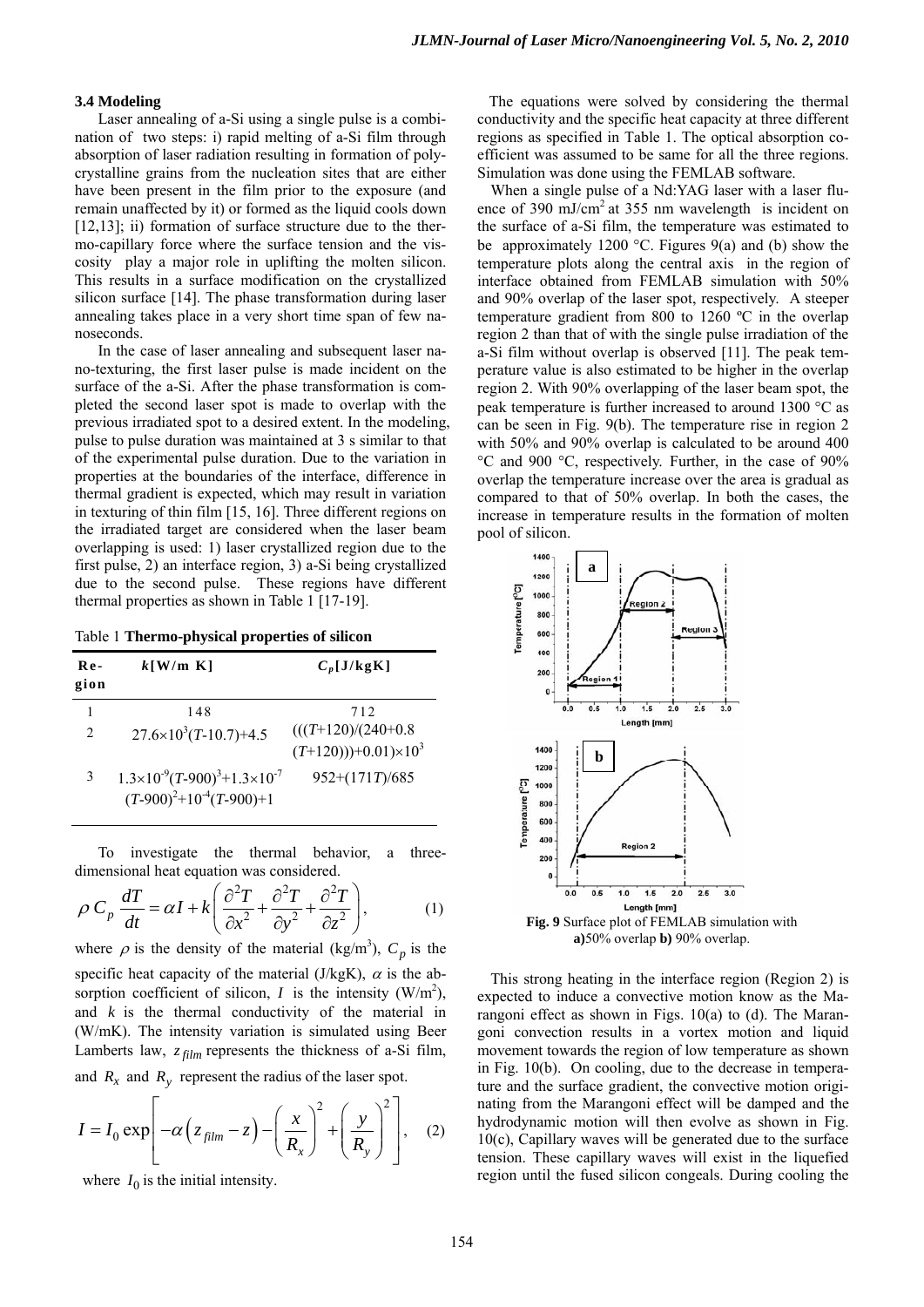### 3.4 Modeling

Laser annealing of a-Si using a single pulse is a combination of two steps: i) rapid melting of a-Si film through absorption of laser radiation resulting in formation of polycrystalline grains from the nucleation sites that are either have been present in the film prior to the exposure (and remain unaffected by it) or formed as the liquid cools down [12,13]; ii) formation of surface structure due to the thermo-capillary force where the surface tension and the viscosity play a major role in uplifting the molten silicon. This results in a surface modification on the crystallized silicon surface [14]. The phase transformation during laser annealing takes place in a very short time span of few nanoseconds.

In the case of laser annealing and subsequent laser nano-texturing, the first laser pulse is made incident on the surface of the a-Si. After the phase transformation is completed the second laser spot is made to overlap with the previous irradiated spot to a desired extent. In the modeling, pulse to pulse duration was maintained at 3 s similar to that of the experimental pulse duration. Due to the variation in properties at the boundaries of the interface, difference in thermal gradient is expected, which may result in variation in texturing of thin film [15, 16]. Three different regions on the irradiated target are considered when the laser beam overlapping is used: 1) laser crystallized region due to the first pulse, 2) an interface region, 3) a-Si being crystallized due to the second pulse. These regions have different thermal properties as shown in Table 1 [17-19].

Table 1 **Thermo-physical properties of silicon**

| Region | $k$[W/m K] | $C_p$[J/kgK] |
|---|---|---|
| 1 | 148 | 712 |
| 2 | $27.6\times10^3(T\text{-}10.7)+4.5$ | $(((T+120)/(240+0.8(T+120)))+0.01)\times10^3$ |
| 3 | $1.3\times10^{-9}(T\text{-}900)^3+1.3\times10^{-7}(T\text{-}900)^2+10^{-4}(T\text{-}900)+1$ | $952+(171T)/685$ |

To investigate the thermal behavior, a three-dimensional heat equation was considered.

$$\rho\, C_p \frac{dT}{dt} = \alpha I + k\left(\frac{\partial^2 T}{\partial x^2}+\frac{\partial^2 T}{\partial y^2}+\frac{\partial^2 T}{\partial z^2}\right), \tag{1}$$

where $\rho$ is the density of the material (kg/m$^3$), $C_p$ is the specific heat capacity of the material (J/kgK), $\alpha$ is the absorption coefficient of silicon, $I$ is the intensity (W/m$^2$), and $k$ is the thermal conductivity of the material in (W/mK). The intensity variation is simulated using Beer Lamberts law, $z_{film}$ represents the thickness of a-Si film, and $R_x$ and $R_y$ represent the radius of the laser spot.

$$I = I_0 \exp\left[-\alpha\left(z_{film}-z\right)-\left(\frac{x}{R_x}\right)^2+\left(\frac{y}{R_y}\right)^2\right], \tag{2}$$

where $I_0$ is the initial intensity.

The equations were solved by considering the thermal conductivity and the specific heat capacity at three different regions as specified in Table 1. The optical absorption coefficient was assumed to be the same for all the three regions. Simulation was done using the FEMLAB software.

When a single pulse of a Nd:YAG laser with a laser fluence of 390 mJ/cm$^2$ at 355 nm wavelength is incident on the surface of a-Si film, the temperature was estimated to be approximately 1200 °C. Figures 9(a) and (b) show the temperature plots along the central axis in the region of interface obtained from FEMLAB simulation with 50% and 90% overlap of the laser spot, respectively. A steeper temperature gradient from 800 to 1260 ºC in the overlap region 2 than that of with the single pulse irradiation of the a-Si film without overlap is observed [11]. The peak temperature value is also estimated to be higher in the overlap region 2. With 90% overlapping of the laser beam spot, the peak temperature is further increased to around 1300 °C as can be seen in Fig. 9(b). The temperature rise in region 2 with 50% and 90% overlap is calculated to be around 400 °C and 900 °C, respectively. Further, in the case of 90% overlap the temperature increase over the area is gradual as compared to that of 50% overlap. In both the cases, the increase in temperature results in the formation of molten pool of silicon.

**Fig. 9** Surface plot of FEMLAB simulation with **a)**50% overlap **b)** 90% overlap.

This strong heating in the interface region (Region 2) is expected to induce a convective motion know as the Marangoni effect as shown in Figs. 10(a) to (d). The Marangoni convection results in a vortex motion and liquid movement towards the region of low temperature as shown in Fig. 10(b). On cooling, due to the decrease in temperature and the surface gradient, the convective motion originating from the Marangoni effect will be damped and the hydrodynamic motion will then evolve as shown in Fig. 10(c), Capillary waves will be generated due to the surface tension. These capillary waves will exist in the liquefied region until the fused silicon congeals. During cooling the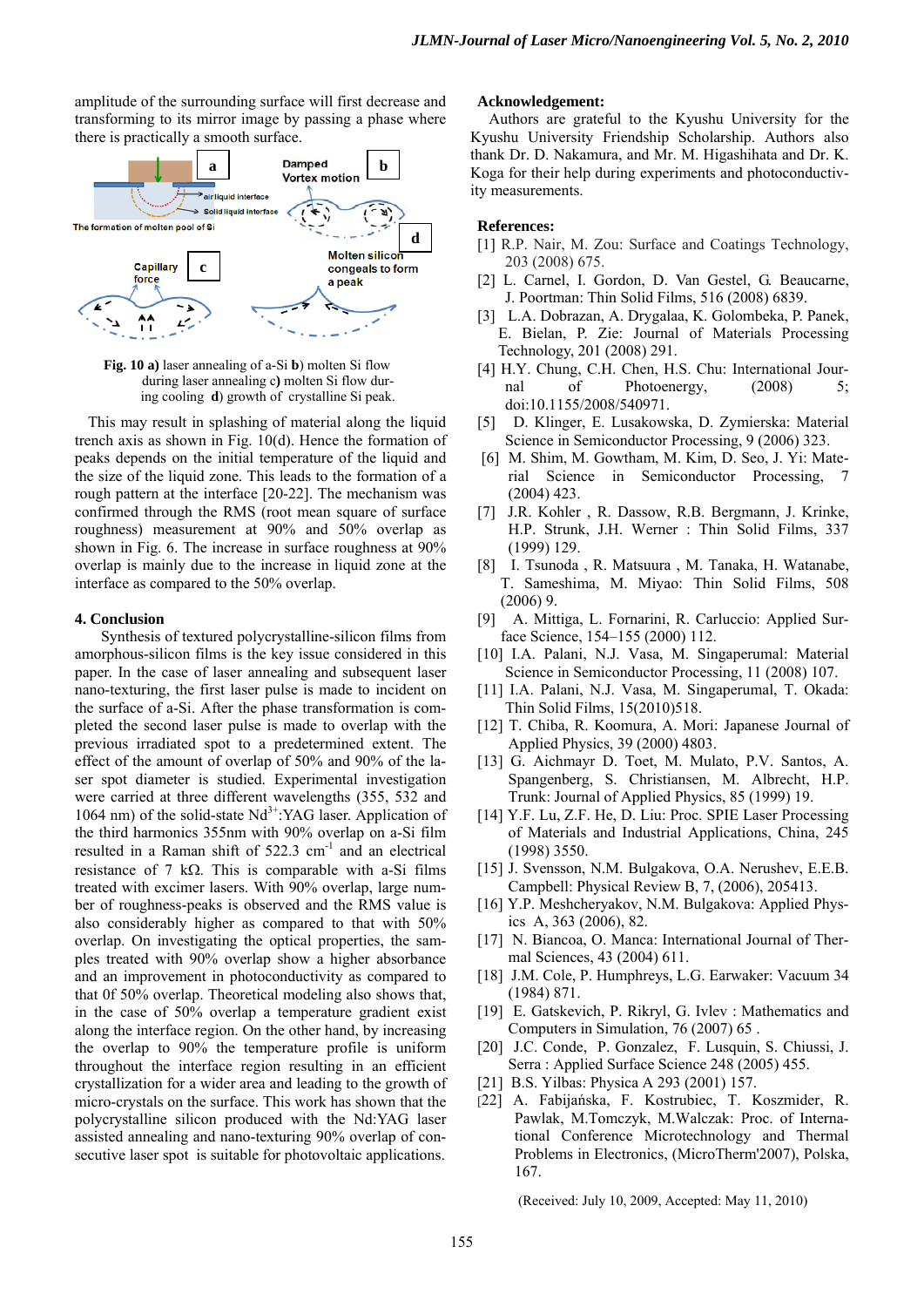amplitude of the surrounding surface will first decrease and transforming to its mirror image by passing a phase where there is practically a smooth surface.

a
The formation of molten pool of Si
air liquid interface
Solid liquid interface

b
Damped Vortex motion

c
Capillary force

d
Molten silicon congeals to form a peak

**Fig. 10 a)** laser annealing of a-Si **b**) molten Si flow during laser annealing **c)** molten Si flow during cooling **d**) growth of crystalline Si peak.

This may result in splashing of material along the liquid trench axis as shown in Fig. 10(d). Hence the formation of peaks depends on the initial temperature of the liquid and the size of the liquid zone. This leads to the formation of a rough pattern at the interface [20-22]. The mechanism was confirmed through the RMS (root mean square of surface roughness) measurement at 90% and 50% overlap as shown in Fig. 6. The increase in surface roughness at 90% overlap is mainly due to the increase in liquid zone at the interface as compared to the 50% overlap.

## 4. Conclusion

Synthesis of textured polycrystalline-silicon films from amorphous-silicon films is the key issue considered in this paper. In the case of laser annealing and subsequent laser nano-texturing, the first laser pulse is made to incident on the surface of a-Si. After the phase transformation is completed the second laser pulse is made to overlap with the previous irradiated spot to a predetermined extent. The effect of the amount of overlap of 50% and 90% of the laser spot diameter is studied. Experimental investigation were carried at three different wavelengths (355, 532 and 1064 nm) of the solid-state $Nd^{3+}$:YAG laser. Application of the third harmonics 355nm with 90% overlap on a-Si film resulted in a Raman shift of 522.3 $cm^{-1}$ and an electrical resistance of 7 kΩ. This is comparable with a-Si films treated with excimer lasers. With 90% overlap, large number of roughness-peaks is observed and the RMS value is also considerably higher as compared to that with 50% overlap. On investigating the optical properties, the samples treated with 90% overlap show a higher absorbance and an improvement in photoconductivity as compared to that 0f 50% overlap. Theoretical modeling also shows that, in the case of 50% overlap a temperature gradient exist along the interface region. On the other hand, by increasing the overlap to 90% the temperature profile is uniform throughout the interface region resulting in an efficient crystallization for a wider area and leading to the growth of micro-crystals on the surface. This work has shown that the polycrystalline silicon produced with the Nd:YAG laser assisted annealing and nano-texturing 90% overlap of consecutive laser spot is suitable for photovoltaic applications.

## Acknowledgement:

Authors are grateful to the Kyushu University for the Kyushu University Friendship Scholarship. Authors also thank Dr. D. Nakamura, and Mr. M. Higashihata and Dr. K. Koga for their help during experiments and photoconductivity measurements.

## References:

[1] R.P. Nair, M. Zou: Surface and Coatings Technology, 203 (2008) 675.
[2] L. Carnel, I. Gordon, D. Van Gestel, G. Beaucarne, J. Poortman: Thin Solid Films, 516 (2008) 6839.
[3] L.A. Dobrazan, A. Drygalaa, K. Golombeka, P. Panek, E. Bielan, P. Zie: Journal of Materials Processing Technology, 201 (2008) 291.
[4] H.Y. Chung, C.H. Chen, H.S. Chu: International Journal of Photoenergy, (2008) 5; doi:10.1155/2008/540971.
[5] D. Klinger, E. Lusakowska, D. Zymierska: Material Science in Semiconductor Processing, 9 (2006) 323.
[6] M. Shim, M. Gowtham, M. Kim, D. Seo, J. Yi: Material Science in Semiconductor Processing, 7 (2004) 423.
[7] J.R. Kohler , R. Dassow, R.B. Bergmann, J. Krinke, H.P. Strunk, J.H. Werner : Thin Solid Films, 337 (1999) 129.
[8] I. Tsunoda , R. Matsuura , M. Tanaka, H. Watanabe, T. Sameshima, M. Miyao: Thin Solid Films, 508 (2006) 9.
[9] A. Mittiga, L. Fornarini, R. Carluccio: Applied Surface Science, 154–155 (2000) 112.
[10] I.A. Palani, N.J. Vasa, M. Singaperumal: Material Science in Semiconductor Processing, 11 (2008) 107.
[11] I.A. Palani, N.J. Vasa, M. Singaperumal, T. Okada: Thin Solid Films, 15(2010)518.
[12] T. Chiba, R. Koomura, A. Mori: Japanese Journal of Applied Physics, 39 (2000) 4803.
[13] G. Andrae, G. Toet, M. Mulato, P.V. Santos, A. Spangenberg, S. Christiansen, M. Albrecht, H.P. Trunk: Journal of Applied Physics, 85 (1999) 19.
[14] Y.F. Lu, Z.F. He, D. Liu: Proc. SPIE Laser Processing of Materials and Industrial Applications, China, 245 (1998) 3550.
[15] J. Svensson, N.M. Bulgakova, O.A. Nerushev, E.E.B. Campbell: Physical Review B, 7, (2006), 205413.
[16] Y.P. Meshcheryakov, N.M. Bulgakova: Applied Physics A, 363 (2006), 82.
[17] N. Biancoa, O. Manca: International Journal of Thermal Sciences, 43 (2004) 611.
[18] J.M. Cole, P. Humphreys, L.G. Earwaker: Vacuum 34 (1984) 871.
[19] E. Gatskevich, P. Rikryl, G. Ivlev : Mathematics and Computers in Simulation, 76 (2007) 65 .
[20] J.C. Conde, P. Gonzalez, F. Lusquin, S. Chiussi, J. Serra : Applied Surface Science 248 (2005) 455.
[21] B.S. Yilbas: Physica A 293 (2001) 157.
[22] A. Fabijańska, F. Kostrubiec, T. Koszmider, R. Pawlak, M.Tomczyk, M.Walczak: Proc. of International Conference Microtechnology and Thermal Problems in Electronics, (MicroTherm'2007), Polska, 167.

(Received: July 10, 2009, Accepted: May 11, 2010)